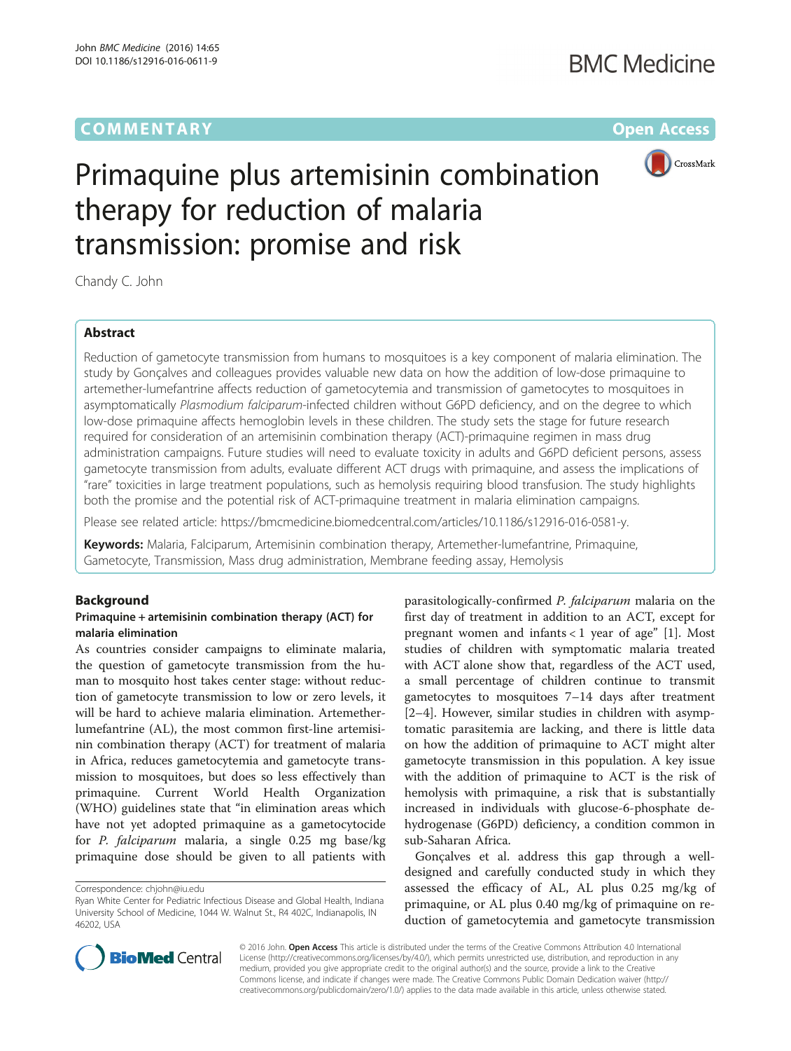# Primaquine plus artemisinin combination therapy for reduction of malaria transmission: promise and risk

Chandy C. John

## Abstract

Reduction of gametocyte transmission from humans to mosquitoes is a key component of malaria elimination. The study by Gonçalves and colleagues provides valuable new data on how the addition of low-dose primaquine to artemether-lumefantrine affects reduction of gametocytemia and transmission of gametocytes to mosquitoes in asymptomatically *Plasmodium falciparum*-infected children without G6PD deficiency, and on the degree to which low-dose primaquine affects hemoglobin levels in these children. The study sets the stage for future research required for consideration of an artemisinin combination therapy (ACT)-primaquine regimen in mass drug administration campaigns. Future studies will need to evaluate toxicity in adults and G6PD deficient persons, assess gametocyte transmission from adults, evaluate different ACT drugs with primaquine, and assess the implications of "rare" toxicities in large treatment populations, such as hemolysis requiring blood transfusion. The study highlights both the promise and the potential risk of ACT-primaquine treatment in malaria elimination campaigns.

Please see related article: https://bmcmedicine.biomedcentral.com/articles/10.1186/s12916-016-0581-y.

**Keywords:** Malaria, Falciparum, Artemisinin combination therapy, Artemether-lumefantrine, Primaquine, Gametocyte, Transmission, Mass drug administration, Membrane feeding assay, Hemolysis

## Background

### Primaquine + artemisinin combination therapy (ACT) for malaria elimination

As countries consider campaigns to eliminate malaria, the question of gametocyte transmission from the human to mosquito host takes center stage: without reduction of gametocyte transmission to low or zero levels, it will be hard to achieve malaria elimination. Artemether-lumefantrine (AL), the most common first-line artemisinin combination therapy (ACT) for treatment of malaria in Africa, reduces gametocytemia and gametocyte transmission to mosquitoes, but does so less effectively than primaquine. Current World Health Organization (WHO) guidelines state that "in elimination areas which have not yet adopted primaquine as a gametocytocide for *P. falciparum* malaria, a single 0.25 mg base/kg primaquine dose should be given to all patients with parasitologically-confirmed *P. falciparum* malaria on the first day of treatment in addition to an ACT, except for pregnant women and infants < 1 year of age" [1]. Most studies of children with symptomatic malaria treated with ACT alone show that, regardless of the ACT used, a small percentage of children continue to transmit gametocytes to mosquitoes 7–14 days after treatment [2–4]. However, similar studies in children with asymptomatic parasitemia are lacking, and there is little data on how the addition of primaquine to ACT might alter gametocyte transmission in this population. A key issue with the addition of primaquine to ACT is the risk of hemolysis with primaquine, a risk that is substantially increased in individuals with glucose-6-phosphate dehydrogenase (G6PD) deficiency, a condition common in sub-Saharan Africa.

Gonçalves et al. address this gap through a well-designed and carefully conducted study in which they assessed the efficacy of AL, AL plus 0.25 mg/kg of primaquine, or AL plus 0.40 mg/kg of primaquine on reduction of gametocytemia and gametocyte transmission

Correspondence: chjohn@iu.edu
Ryan White Center for Pediatric Infectious Disease and Global Health, Indiana University School of Medicine, 1044 W. Walnut St., R4 402C, Indianapolis, IN 46202, USA

© 2016 John. **Open Access** This article is distributed under the terms of the Creative Commons Attribution 4.0 International License (http://creativecommons.org/licenses/by/4.0/), which permits unrestricted use, distribution, and reproduction in any medium, provided you give appropriate credit to the original author(s) and the source, provide a link to the Creative Commons license, and indicate if changes were made. The Creative Commons Public Domain Dedication waiver (http://creativecommons.org/publicdomain/zero/1.0/) applies to the data made available in this article, unless otherwise stated.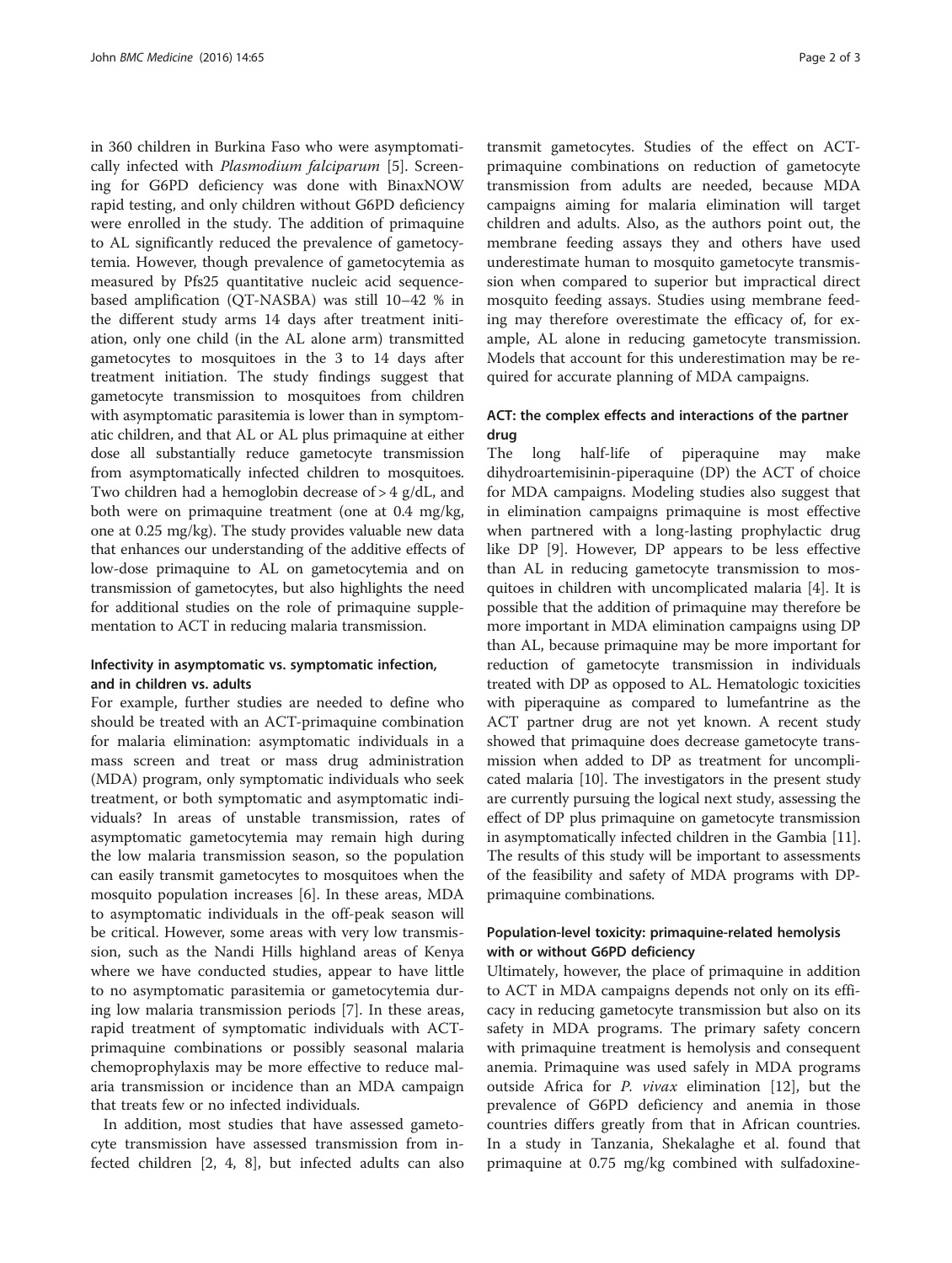in 360 children in Burkina Faso who were asymptomatically infected with *Plasmodium falciparum* [5]. Screening for G6PD deficiency was done with BinaxNOW rapid testing, and only children without G6PD deficiency were enrolled in the study. The addition of primaquine to AL significantly reduced the prevalence of gametocytemia. However, though prevalence of gametocytemia as measured by Pfs25 quantitative nucleic acid sequence-based amplification (QT-NASBA) was still 10–42 % in the different study arms 14 days after treatment initiation, only one child (in the AL alone arm) transmitted gametocytes to mosquitoes in the 3 to 14 days after treatment initiation. The study findings suggest that gametocyte transmission to mosquitoes from children with asymptomatic parasitemia is lower than in symptomatic children, and that AL or AL plus primaquine at either dose all substantially reduce gametocyte transmission from asymptomatically infected children to mosquitoes. Two children had a hemoglobin decrease of > 4 g/dL, and both were on primaquine treatment (one at 0.4 mg/kg, one at 0.25 mg/kg). The study provides valuable new data that enhances our understanding of the additive effects of low-dose primaquine to AL on gametocytemia and on transmission of gametocytes, but also highlights the need for additional studies on the role of primaquine supplementation to ACT in reducing malaria transmission.

## Infectivity in asymptomatic vs. symptomatic infection, and in children vs. adults

For example, further studies are needed to define who should be treated with an ACT-primaquine combination for malaria elimination: asymptomatic individuals in a mass screen and treat or mass drug administration (MDA) program, only symptomatic individuals who seek treatment, or both symptomatic and asymptomatic individuals? In areas of unstable transmission, rates of asymptomatic gametocytemia may remain high during the low malaria transmission season, so the population can easily transmit gametocytes to mosquitoes when the mosquito population increases [6]. In these areas, MDA to asymptomatic individuals in the off-peak season will be critical. However, some areas with very low transmission, such as the Nandi Hills highland areas of Kenya where we have conducted studies, appear to have little to no asymptomatic parasitemia or gametocytemia during low malaria transmission periods [7]. In these areas, rapid treatment of symptomatic individuals with ACT-primaquine combinations or possibly seasonal malaria chemoprophylaxis may be more effective to reduce malaria transmission or incidence than an MDA campaign that treats few or no infected individuals.

In addition, most studies that have assessed gametocyte transmission have assessed transmission from infected children [2, 4, 8], but infected adults can also transmit gametocytes. Studies of the effect on ACT-primaquine combinations on reduction of gametocyte transmission from adults are needed, because MDA campaigns aiming for malaria elimination will target children and adults. Also, as the authors point out, the membrane feeding assays they and others have used underestimate human to mosquito gametocyte transmission when compared to superior but impractical direct mosquito feeding assays. Studies using membrane feeding may therefore overestimate the efficacy of, for example, AL alone in reducing gametocyte transmission. Models that account for this underestimation may be required for accurate planning of MDA campaigns.

## ACT: the complex effects and interactions of the partner drug

The long half-life of piperaquine may make dihydroartemisinin-piperaquine (DP) the ACT of choice for MDA campaigns. Modeling studies also suggest that in elimination campaigns primaquine is most effective when partnered with a long-lasting prophylactic drug like DP [9]. However, DP appears to be less effective than AL in reducing gametocyte transmission to mosquitoes in children with uncomplicated malaria [4]. It is possible that the addition of primaquine may therefore be more important in MDA elimination campaigns using DP than AL, because primaquine may be more important for reduction of gametocyte transmission in individuals treated with DP as opposed to AL. Hematologic toxicities with piperaquine as compared to lumefantrine as the ACT partner drug are not yet known. A recent study showed that primaquine does decrease gametocyte transmission when added to DP as treatment for uncomplicated malaria [10]. The investigators in the present study are currently pursuing the logical next study, assessing the effect of DP plus primaquine on gametocyte transmission in asymptomatically infected children in the Gambia [11]. The results of this study will be important to assessments of the feasibility and safety of MDA programs with DP-primaquine combinations.

## Population-level toxicity: primaquine-related hemolysis with or without G6PD deficiency

Ultimately, however, the place of primaquine in addition to ACT in MDA campaigns depends not only on its efficacy in reducing gametocyte transmission but also on its safety in MDA programs. The primary safety concern with primaquine treatment is hemolysis and consequent anemia. Primaquine was used safely in MDA programs outside Africa for *P. vivax* elimination [12], but the prevalence of G6PD deficiency and anemia in those countries differs greatly from that in African countries. In a study in Tanzania, Shekalaghe et al. found that primaquine at 0.75 mg/kg combined with sulfadoxine-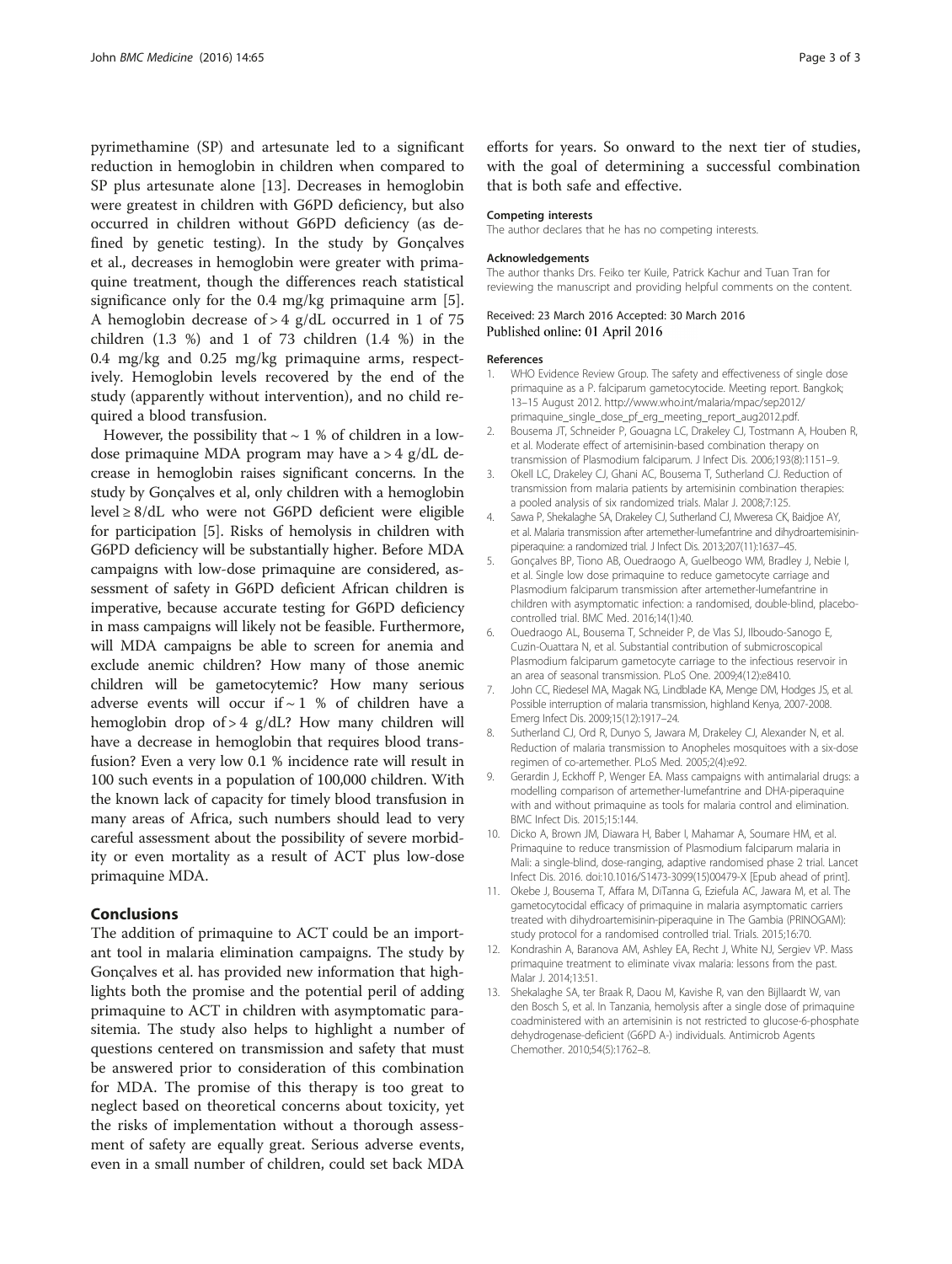pyrimethamine (SP) and artesunate led to a significant reduction in hemoglobin in children when compared to SP plus artesunate alone [13]. Decreases in hemoglobin were greatest in children with G6PD deficiency, but also occurred in children without G6PD deficiency (as defined by genetic testing). In the study by Gonçalves et al., decreases in hemoglobin were greater with primaquine treatment, though the differences reach statistical significance only for the 0.4 mg/kg primaquine arm [5]. A hemoglobin decrease of > 4 g/dL occurred in 1 of 75 children (1.3 %) and 1 of 73 children (1.4 %) in the 0.4 mg/kg and 0.25 mg/kg primaquine arms, respectively. Hemoglobin levels recovered by the end of the study (apparently without intervention), and no child required a blood transfusion.

However, the possibility that ~ 1 % of children in a low-dose primaquine MDA program may have a > 4 g/dL decrease in hemoglobin raises significant concerns. In the study by Gonçalves et al, only children with a hemoglobin level ≥ 8/dL who were not G6PD deficient were eligible for participation [5]. Risks of hemolysis in children with G6PD deficiency will be substantially higher. Before MDA campaigns with low-dose primaquine are considered, assessment of safety in G6PD deficient African children is imperative, because accurate testing for G6PD deficiency in mass campaigns will likely not be feasible. Furthermore, will MDA campaigns be able to screen for anemia and exclude anemic children? How many of those anemic children will be gametocytemic? How many serious adverse events will occur if ~ 1 % of children have a hemoglobin drop of > 4 g/dL? How many children will have a decrease in hemoglobin that requires blood transfusion? Even a very low 0.1 % incidence rate will result in 100 such events in a population of 100,000 children. With the known lack of capacity for timely blood transfusion in many areas of Africa, such numbers should lead to very careful assessment about the possibility of severe morbidity or even mortality as a result of ACT plus low-dose primaquine MDA.

## Conclusions

The addition of primaquine to ACT could be an important tool in malaria elimination campaigns. The study by Gonçalves et al. has provided new information that highlights both the promise and the potential peril of adding primaquine to ACT in children with asymptomatic parasitemia. The study also helps to highlight a number of questions centered on transmission and safety that must be answered prior to consideration of this combination for MDA. The promise of this therapy is too great to neglect based on theoretical concerns about toxicity, yet the risks of implementation without a thorough assessment of safety are equally great. Serious adverse events, even in a small number of children, could set back MDA efforts for years. So onward to the next tier of studies, with the goal of determining a successful combination that is both safe and effective.

#### Competing interests
The author declares that he has no competing interests.

#### Acknowledgements
The author thanks Drs. Feiko ter Kuile, Patrick Kachur and Tuan Tran for reviewing the manuscript and providing helpful comments on the content.

Received: 23 March 2016 Accepted: 30 March 2016
Published online: 01 April 2016

#### References

1. WHO Evidence Review Group. The safety and effectiveness of single dose primaquine as a P. falciparum gametocytocide. Meeting report. Bangkok; 13–15 August 2012. http://www.who.int/malaria/mpac/sep2012/primaquine_single_dose_pf_erg_meeting_report_aug2012.pdf.
2. Bousema JT, Schneider P, Gouagna LC, Drakeley CJ, Tostmann A, Houben R, et al. Moderate effect of artemisinin-based combination therapy on transmission of Plasmodium falciparum. J Infect Dis. 2006;193(8):1151–9.
3. Okell LC, Drakeley CJ, Ghani AC, Bousema T, Sutherland CJ. Reduction of transmission from malaria patients by artemisinin combination therapies: a pooled analysis of six randomized trials. Malar J. 2008;7:125.
4. Sawa P, Shekalaghe SA, Drakeley CJ, Sutherland CJ, Mweresa CK, Baidjoe AY, et al. Malaria transmission after artemether-lumefantrine and dihydroartemisinin-piperaquine: a randomized trial. J Infect Dis. 2013;207(11):1637–45.
5. Gonçalves BP, Tiono AB, Ouedraogo A, Guelbeogo WM, Bradley J, Nebie I, et al. Single low dose primaquine to reduce gametocyte carriage and Plasmodium falciparum transmission after artemether-lumefantrine in children with asymptomatic infection: a randomised, double-blind, placebo-controlled trial. BMC Med. 2016;14(1):40.
6. Ouedraogo AL, Bousema T, Schneider P, de Vlas SJ, Ilboudo-Sanogo E, Cuzin-Ouattara N, et al. Substantial contribution of submicroscopical Plasmodium falciparum gametocyte carriage to the infectious reservoir in an area of seasonal transmission. PLoS One. 2009;4(12):e8410.
7. John CC, Riedesel MA, Magak NG, Lindblade KA, Menge DM, Hodges JS, et al. Possible interruption of malaria transmission, highland Kenya, 2007-2008. Emerg Infect Dis. 2009;15(12):1917–24.
8. Sutherland CJ, Ord R, Dunyo S, Jawara M, Drakeley CJ, Alexander N, et al. Reduction of malaria transmission to Anopheles mosquitoes with a six-dose regimen of co-artemether. PLoS Med. 2005;2(4):e92.
9. Gerardin J, Eckhoff P, Wenger EA. Mass campaigns with antimalarial drugs: a modelling comparison of artemether-lumefantrine and DHA-piperaquine with and without primaquine as tools for malaria control and elimination. BMC Infect Dis. 2015;15:144.
10. Dicko A, Brown JM, Diawara H, Baber I, Mahamar A, Soumare HM, et al. Primaquine to reduce transmission of Plasmodium falciparum malaria in Mali: a single-blind, dose-ranging, adaptive randomised phase 2 trial. Lancet Infect Dis. 2016. doi:10.1016/S1473-3099(15)00479-X [Epub ahead of print].
11. Okebe J, Bousema T, Affara M, DiTanna G, Eziefula AC, Jawara M, et al. The gametocytocidal efficacy of primaquine in malaria asymptomatic carriers treated with dihydroartemisinin-piperaquine in The Gambia (PRINOGAM): study protocol for a randomised controlled trial. Trials. 2015;16:70.
12. Kondrashin A, Baranova AM, Ashley EA, Recht J, White NJ, Sergiev VP. Mass primaquine treatment to eliminate vivax malaria: lessons from the past. Malar J. 2014;13:51.
13. Shekalaghe SA, ter Braak R, Daou M, Kavishe R, van den Bijllaardt W, van den Bosch S, et al. In Tanzania, hemolysis after a single dose of primaquine coadministered with an artemisinin is not restricted to glucose-6-phosphate dehydrogenase-deficient (G6PD A-) individuals. Antimicrob Agents Chemother. 2010;54(5):1762–8.